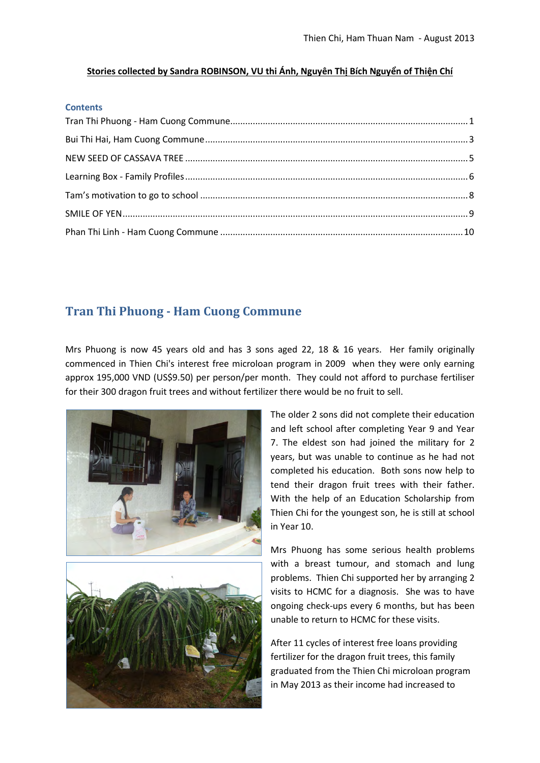**Stories collected by Sandra ROBINSON, VU thi Ánh, Nguyên Thị Bích Nguyển of Thiện Chí**

**Contents**

Tran Thi Phuong - Ham Cuong Commune ..... 1
Bui Thi Hai, Ham Cuong Commune ..... 3
NEW SEED OF CASSAVA TREE ..... 5
Learning Box - Family Profiles ..... 6
Tam's motivation to go to school ..... 8
SMILE OF YEN ..... 9
Phan Thi Linh - Ham Cuong Commune ..... 10

# Tran Thi Phuong - Ham Cuong Commune

Mrs Phuong is now 45 years old and has 3 sons aged 22, 18 & 16 years. Her family originally commenced in Thien Chi's interest free microloan program in 2009 when they were only earning approx 195,000 VND (US$9.50) per person/per month. They could not afford to purchase fertiliser for their 300 dragon fruit trees and without fertilizer there would be no fruit to sell.

The older 2 sons did not complete their education and left school after completing Year 9 and Year 7. The eldest son had joined the military for 2 years, but was unable to continue as he had not completed his education. Both sons now help to tend their dragon fruit trees with their father. With the help of an Education Scholarship from Thien Chi for the youngest son, he is still at school in Year 10.

Mrs Phuong has some serious health problems with a breast tumour, and stomach and lung problems. Thien Chi supported her by arranging 2 visits to HCMC for a diagnosis. She was to have ongoing check-ups every 6 months, but has been unable to return to HCMC for these visits.

After 11 cycles of interest free loans providing fertilizer for the dragon fruit trees, this family graduated from the Thien Chi microloan program in May 2013 as their income had increased to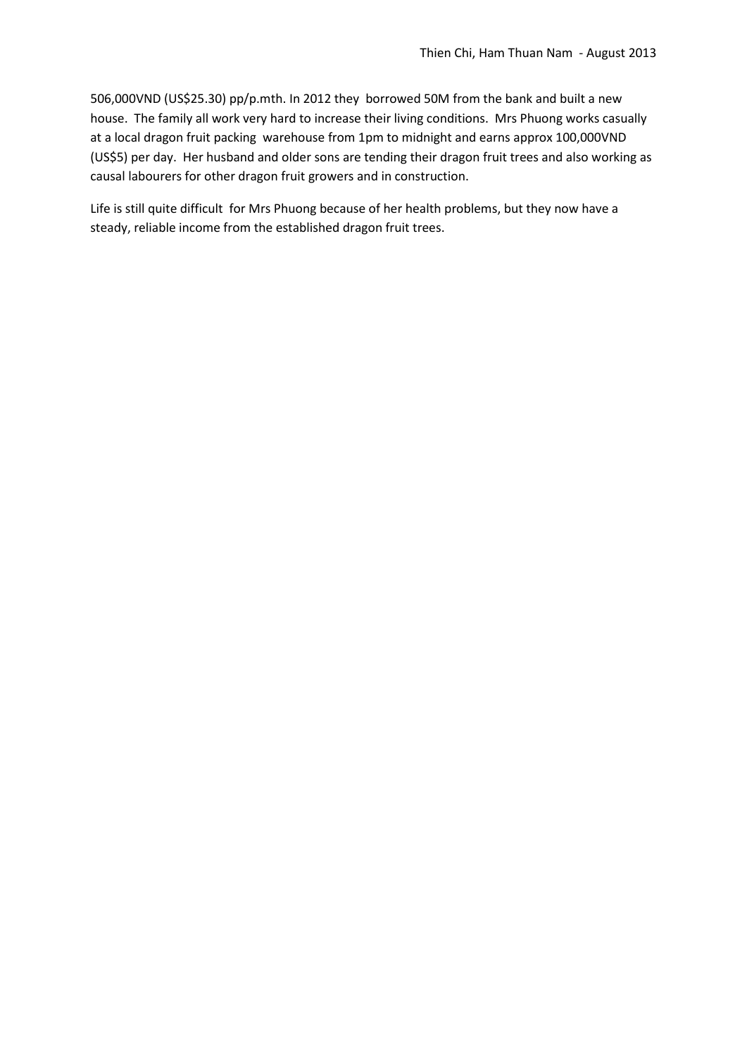506,000VND (US$25.30) pp/p.mth. In 2012 they borrowed 50M from the bank and built a new house. The family all work very hard to increase their living conditions. Mrs Phuong works casually at a local dragon fruit packing warehouse from 1pm to midnight and earns approx 100,000VND (US$5) per day. Her husband and older sons are tending their dragon fruit trees and also working as causal labourers for other dragon fruit growers and in construction.

Life is still quite difficult for Mrs Phuong because of her health problems, but they now have a steady, reliable income from the established dragon fruit trees.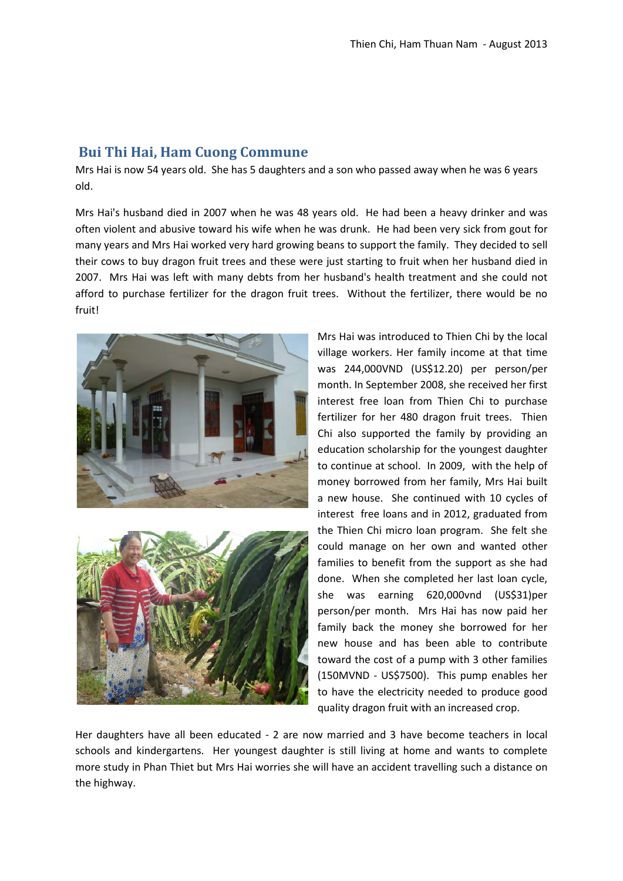## Bui Thi Hai, Ham Cuong Commune

Mrs Hai is now 54 years old. She has 5 daughters and a son who passed away when he was 6 years old.

Mrs Hai's husband died in 2007 when he was 48 years old. He had been a heavy drinker and was often violent and abusive toward his wife when he was drunk. He had been very sick from gout for many years and Mrs Hai worked very hard growing beans to support the family. They decided to sell their cows to buy dragon fruit trees and these were just starting to fruit when her husband died in 2007. Mrs Hai was left with many debts from her husband's health treatment and she could not afford to purchase fertilizer for the dragon fruit trees. Without the fertilizer, there would be no fruit!

Mrs Hai was introduced to Thien Chi by the local village workers. Her family income at that time was 244,000VND (US$12.20) per person/per month. In September 2008, she received her first interest free loan from Thien Chi to purchase fertilizer for her 480 dragon fruit trees. Thien Chi also supported the family by providing an education scholarship for the youngest daughter to continue at school. In 2009, with the help of money borrowed from her family, Mrs Hai built a new house. She continued with 10 cycles of interest free loans and in 2012, graduated from the Thien Chi micro loan program. She felt she could manage on her own and wanted other families to benefit from the support as she had done. When she completed her last loan cycle, she was earning 620,000vnd (US$31)per person/per month. Mrs Hai has now paid her family back the money she borrowed for her new house and has been able to contribute toward the cost of a pump with 3 other families (150MVND - US$7500). This pump enables her to have the electricity needed to produce good quality dragon fruit with an increased crop.

Her daughters have all been educated - 2 are now married and 3 have become teachers in local schools and kindergartens. Her youngest daughter is still living at home and wants to complete more study in Phan Thiet but Mrs Hai worries she will have an accident travelling such a distance on the highway.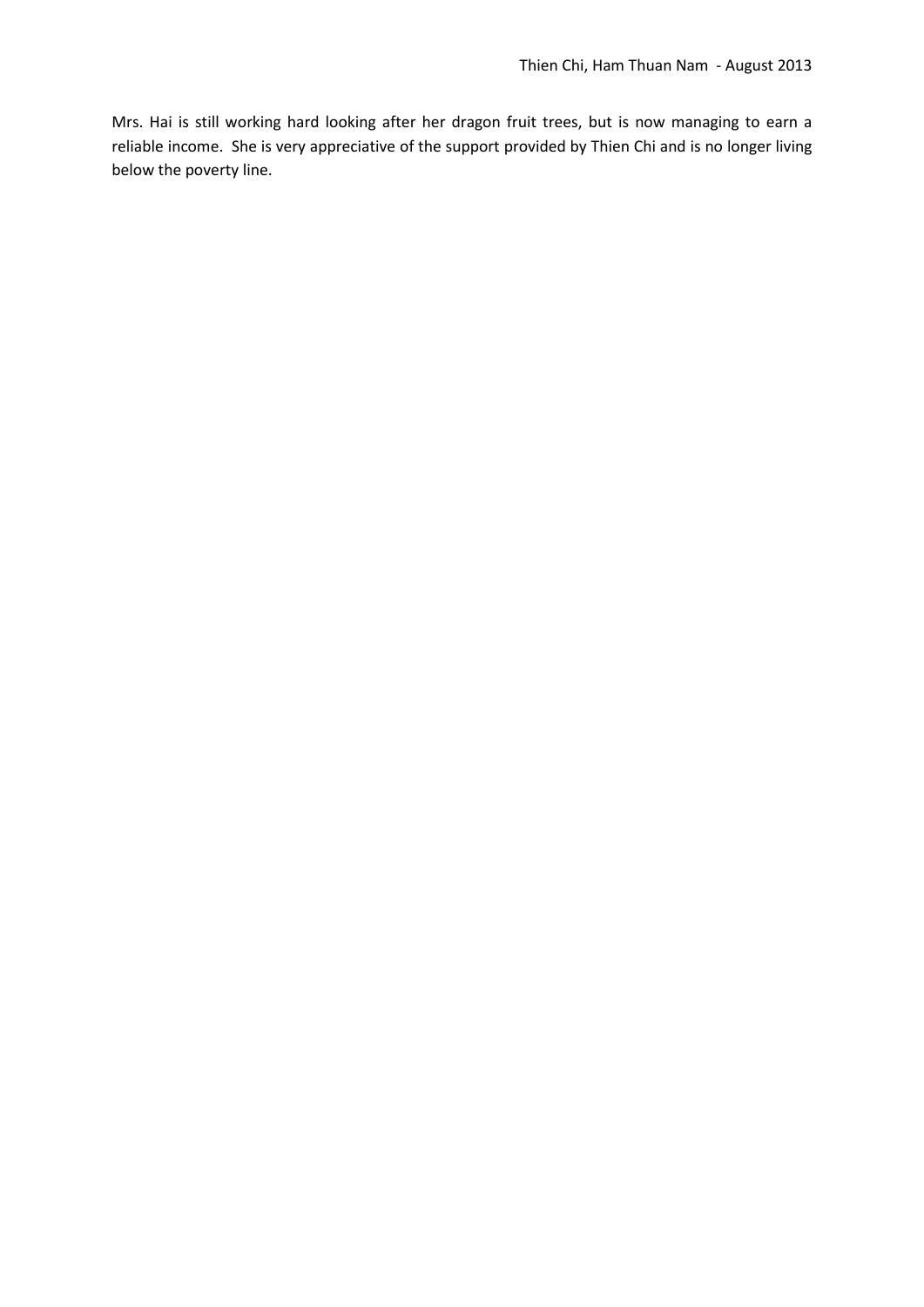Mrs. Hai is still working hard looking after her dragon fruit trees, but is now managing to earn a reliable income. She is very appreciative of the support provided by Thien Chi and is no longer living below the poverty line.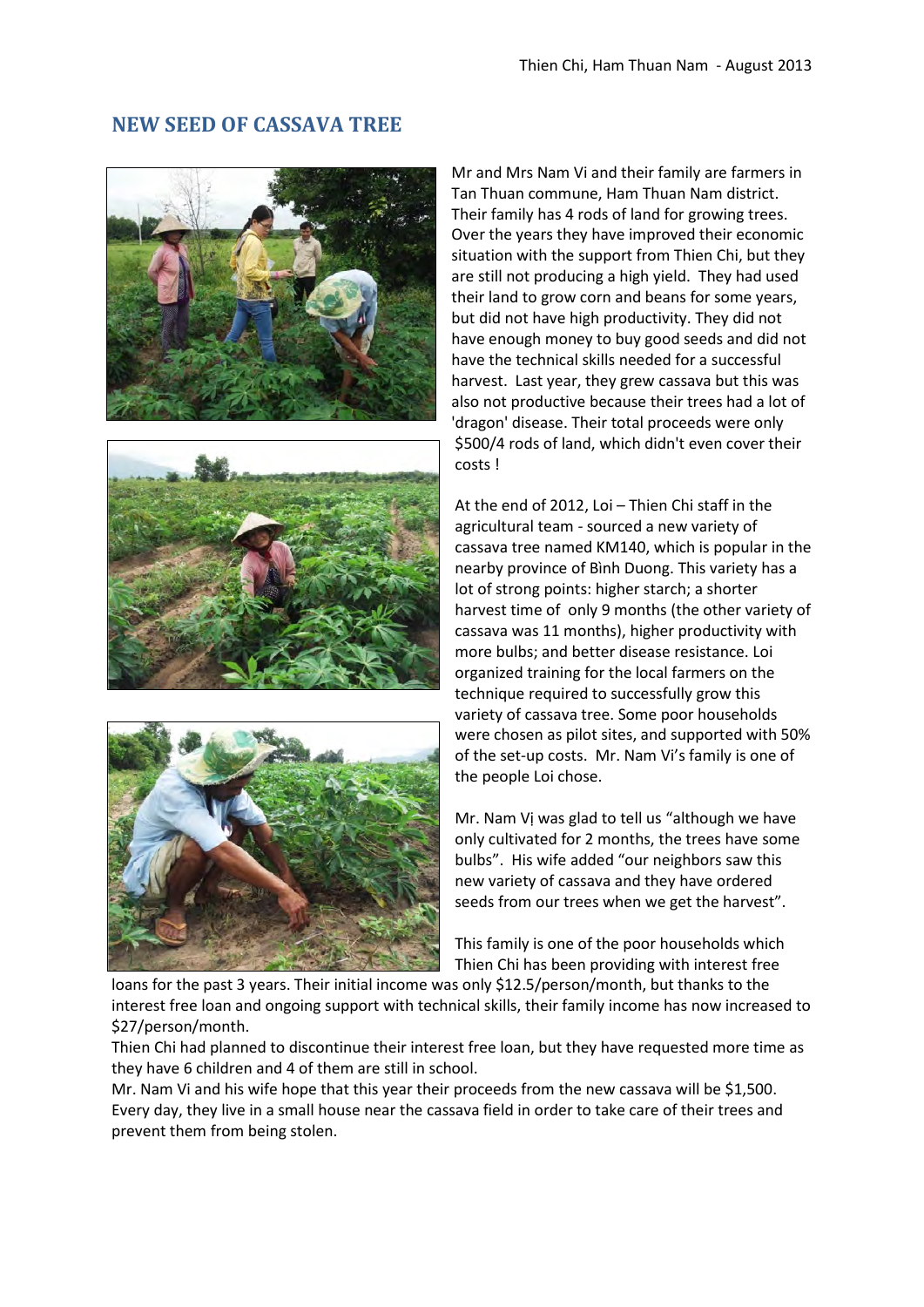## NEW SEED OF CASSAVA TREE

Mr and Mrs Nam Vi and their family are farmers in Tan Thuan commune, Ham Thuan Nam district. Their family has 4 rods of land for growing trees. Over the years they have improved their economic situation with the support from Thien Chi, but they are still not producing a high yield. They had used their land to grow corn and beans for some years, but did not have high productivity. They did not have enough money to buy good seeds and did not have the technical skills needed for a successful harvest. Last year, they grew cassava but this was also not productive because their trees had a lot of 'dragon' disease. Their total proceeds were only $500/4 rods of land, which didn't even cover their costs !

At the end of 2012, Loi – Thien Chi staff in the agricultural team - sourced a new variety of cassava tree named KM140, which is popular in the nearby province of Bình Duong. This variety has a lot of strong points: higher starch; a shorter harvest time of only 9 months (the other variety of cassava was 11 months), higher productivity with more bulbs; and better disease resistance. Loi organized training for the local farmers on the technique required to successfully grow this variety of cassava tree. Some poor households were chosen as pilot sites, and supported with 50% of the set-up costs. Mr. Nam Vi's family is one of the people Loi chose.

Mr. Nam Vị was glad to tell us "although we have only cultivated for 2 months, the trees have some bulbs". His wife added "our neighbors saw this new variety of cassava and they have ordered seeds from our trees when we get the harvest".

This family is one of the poor households which Thien Chi has been providing with interest free loans for the past 3 years. Their initial income was only $12.5/person/month, but thanks to the interest free loan and ongoing support with technical skills, their family income has now increased to $27/person/month.

Thien Chi had planned to discontinue their interest free loan, but they have requested more time as they have 6 children and 4 of them are still in school.

Mr. Nam Vi and his wife hope that this year their proceeds from the new cassava will be $1,500. Every day, they live in a small house near the cassava field in order to take care of their trees and prevent them from being stolen.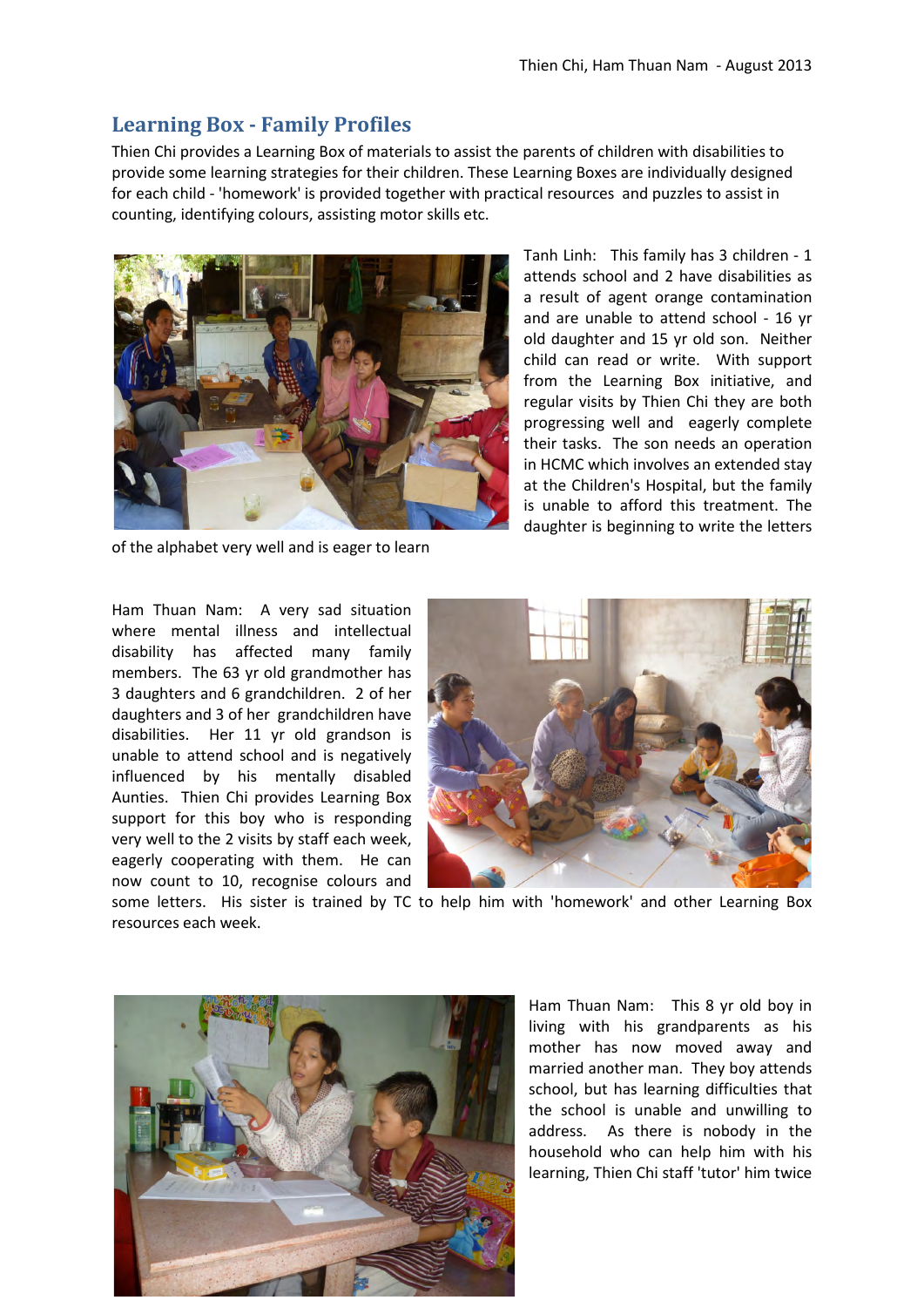## Learning Box - Family Profiles

Thien Chi provides a Learning Box of materials to assist the parents of children with disabilities to provide some learning strategies for their children. These Learning Boxes are individually designed for each child - 'homework' is provided together with practical resources and puzzles to assist in counting, identifying colours, assisting motor skills etc.

Tanh Linh: This family has 3 children - 1 attends school and 2 have disabilities as a result of agent orange contamination and are unable to attend school - 16 yr old daughter and 15 yr old son. Neither child can read or write. With support from the Learning Box initiative, and regular visits by Thien Chi they are both progressing well and eagerly complete their tasks. The son needs an operation in HCMC which involves an extended stay at the Children's Hospital, but the family is unable to afford this treatment. The daughter is beginning to write the letters of the alphabet very well and is eager to learn

Ham Thuan Nam: A very sad situation where mental illness and intellectual disability has affected many family members. The 63 yr old grandmother has 3 daughters and 6 grandchildren. 2 of her daughters and 3 of her grandchildren have disabilities. Her 11 yr old grandson is unable to attend school and is negatively influenced by his mentally disabled Aunties. Thien Chi provides Learning Box support for this boy who is responding very well to the 2 visits by staff each week, eagerly cooperating with them. He can now count to 10, recognise colours and some letters. His sister is trained by TC to help him with 'homework' and other Learning Box resources each week.

Ham Thuan Nam: This 8 yr old boy in living with his grandparents as his mother has now moved away and married another man. They boy attends school, but has learning difficulties that the school is unable and unwilling to address. As there is nobody in the household who can help him with his learning, Thien Chi staff 'tutor' him twice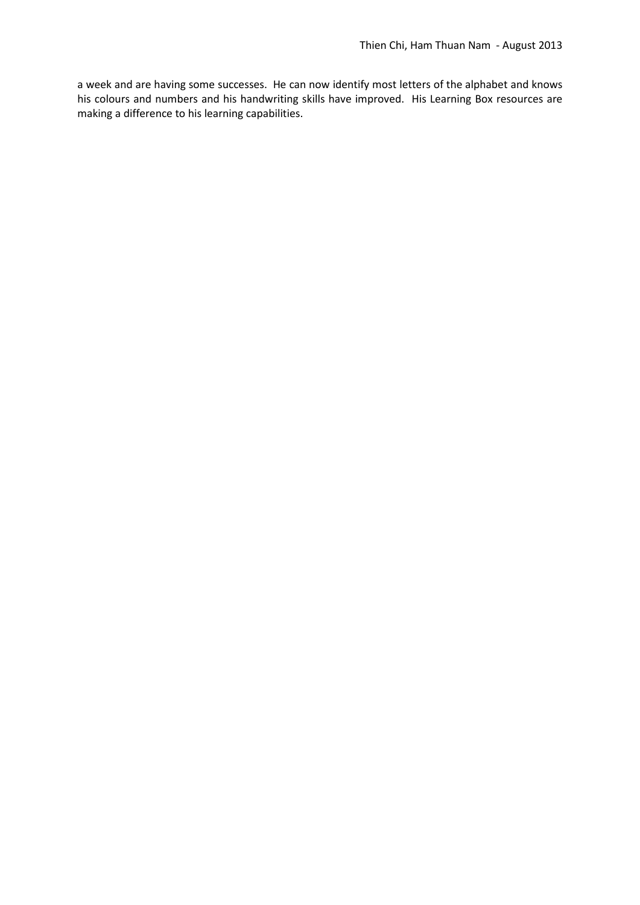a week and are having some successes. He can now identify most letters of the alphabet and knows his colours and numbers and his handwriting skills have improved. His Learning Box resources are making a difference to his learning capabilities.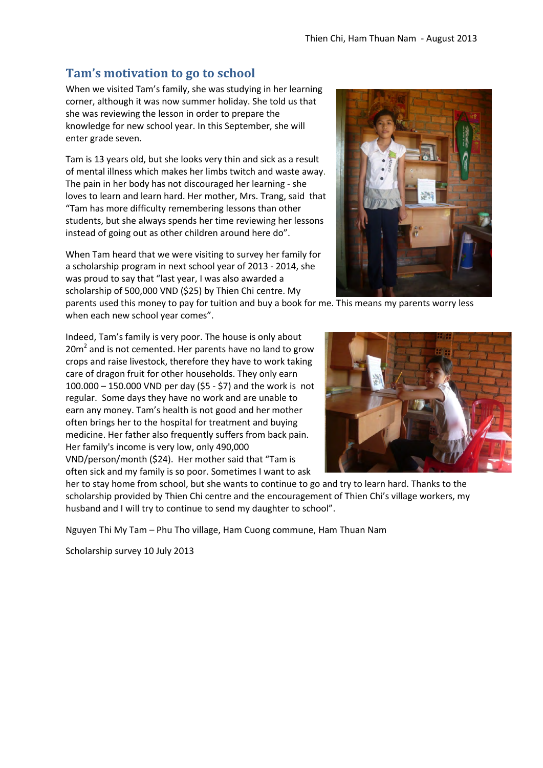## Tam's motivation to go to school

When we visited Tam's family, she was studying in her learning corner, although it was now summer holiday. She told us that she was reviewing the lesson in order to prepare the knowledge for new school year. In this September, she will enter grade seven.

Tam is 13 years old, but she looks very thin and sick as a result of mental illness which makes her limbs twitch and waste away. The pain in her body has not discouraged her learning - she loves to learn and learn hard. Her mother, Mrs. Trang, said that "Tam has more difficulty remembering lessons than other students, but she always spends her time reviewing her lessons instead of going out as other children around here do".

When Tam heard that we were visiting to survey her family for a scholarship program in next school year of 2013 - 2014, she was proud to say that "last year, I was also awarded a scholarship of 500,000 VND ($25) by Thien Chi centre. My parents used this money to pay for tuition and buy a book for me. This means my parents worry less when each new school year comes".

Indeed, Tam's family is very poor. The house is only about 20m$^2$ and is not cemented. Her parents have no land to grow crops and raise livestock, therefore they have to work taking care of dragon fruit for other households. They only earn 100.000 – 150.000 VND per day ($5 - $7) and the work is not regular. Some days they have no work and are unable to earn any money. Tam's health is not good and her mother often brings her to the hospital for treatment and buying medicine. Her father also frequently suffers from back pain. Her family's income is very low, only 490,000 VND/person/month ($24). Her mother said that "Tam is often sick and my family is so poor. Sometimes I want to ask her to stay home from school, but she wants to continue to go and try to learn hard. Thanks to the scholarship provided by Thien Chi centre and the encouragement of Thien Chi's village workers, my husband and I will try to continue to send my daughter to school".

Nguyen Thi My Tam – Phu Tho village, Ham Cuong commune, Ham Thuan Nam

Scholarship survey 10 July 2013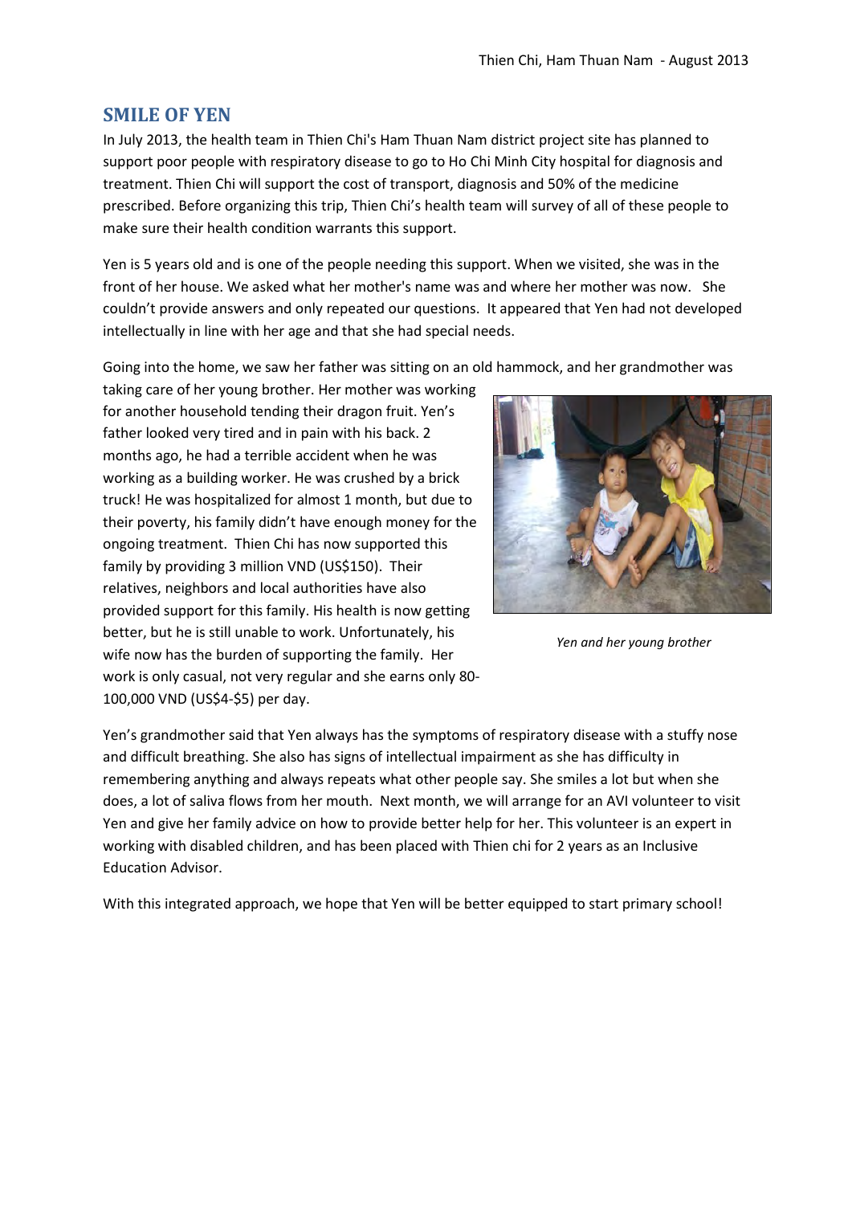## SMILE OF YEN

In July 2013, the health team in Thien Chi's Ham Thuan Nam district project site has planned to support poor people with respiratory disease to go to Ho Chi Minh City hospital for diagnosis and treatment. Thien Chi will support the cost of transport, diagnosis and 50% of the medicine prescribed. Before organizing this trip, Thien Chi's health team will survey of all of these people to make sure their health condition warrants this support.

Yen is 5 years old and is one of the people needing this support. When we visited, she was in the front of her house. We asked what her mother's name was and where her mother was now. She couldn't provide answers and only repeated our questions. It appeared that Yen had not developed intellectually in line with her age and that she had special needs.

Going into the home, we saw her father was sitting on an old hammock, and her grandmother was taking care of her young brother. Her mother was working for another household tending their dragon fruit. Yen's father looked very tired and in pain with his back. 2 months ago, he had a terrible accident when he was working as a building worker. He was crushed by a brick truck! He was hospitalized for almost 1 month, but due to their poverty, his family didn't have enough money for the ongoing treatment. Thien Chi has now supported this family by providing 3 million VND (US$150). Their relatives, neighbors and local authorities have also provided support for this family. His health is now getting better, but he is still unable to work. Unfortunately, his wife now has the burden of supporting the family. Her work is only casual, not very regular and she earns only 80-100,000 VND (US$4-$5) per day.

*Yen and her young brother*

Yen's grandmother said that Yen always has the symptoms of respiratory disease with a stuffy nose and difficult breathing. She also has signs of intellectual impairment as she has difficulty in remembering anything and always repeats what other people say. She smiles a lot but when she does, a lot of saliva flows from her mouth. Next month, we will arrange for an AVI volunteer to visit Yen and give her family advice on how to provide better help for her. This volunteer is an expert in working with disabled children, and has been placed with Thien chi for 2 years as an Inclusive Education Advisor.

With this integrated approach, we hope that Yen will be better equipped to start primary school!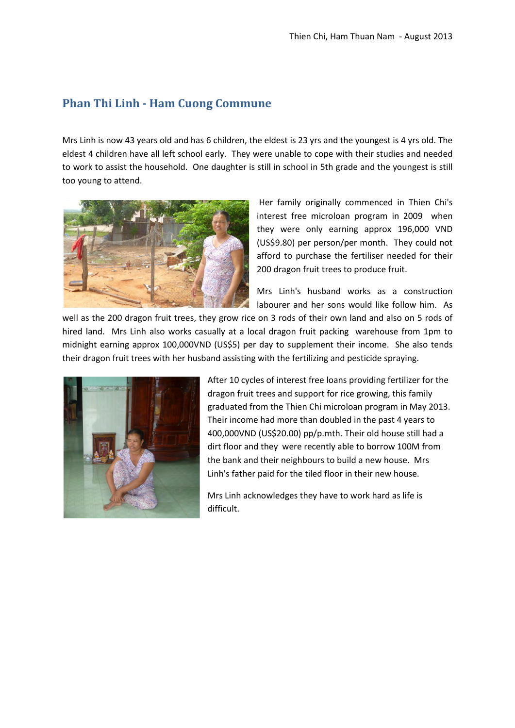## Phan Thi Linh - Ham Cuong Commune

Mrs Linh is now 43 years old and has 6 children, the eldest is 23 yrs and the youngest is 4 yrs old. The eldest 4 children have all left school early. They were unable to cope with their studies and needed to work to assist the household. One daughter is still in school in 5th grade and the youngest is still too young to attend.

Her family originally commenced in Thien Chi's interest free microloan program in 2009 when they were only earning approx 196,000 VND (US$9.80) per person/per month. They could not afford to purchase the fertiliser needed for their 200 dragon fruit trees to produce fruit.

Mrs Linh's husband works as a construction labourer and her sons would like follow him. As well as the 200 dragon fruit trees, they grow rice on 3 rods of their own land and also on 5 rods of hired land. Mrs Linh also works casually at a local dragon fruit packing warehouse from 1pm to midnight earning approx 100,000VND (US$5) per day to supplement their income. She also tends their dragon fruit trees with her husband assisting with the fertilizing and pesticide spraying.

After 10 cycles of interest free loans providing fertilizer for the dragon fruit trees and support for rice growing, this family graduated from the Thien Chi microloan program in May 2013. Their income had more than doubled in the past 4 years to 400,000VND (US$20.00) pp/p.mth. Their old house still had a dirt floor and they were recently able to borrow 100M from the bank and their neighbours to build a new house. Mrs Linh's father paid for the tiled floor in their new house.

Mrs Linh acknowledges they have to work hard as life is difficult.